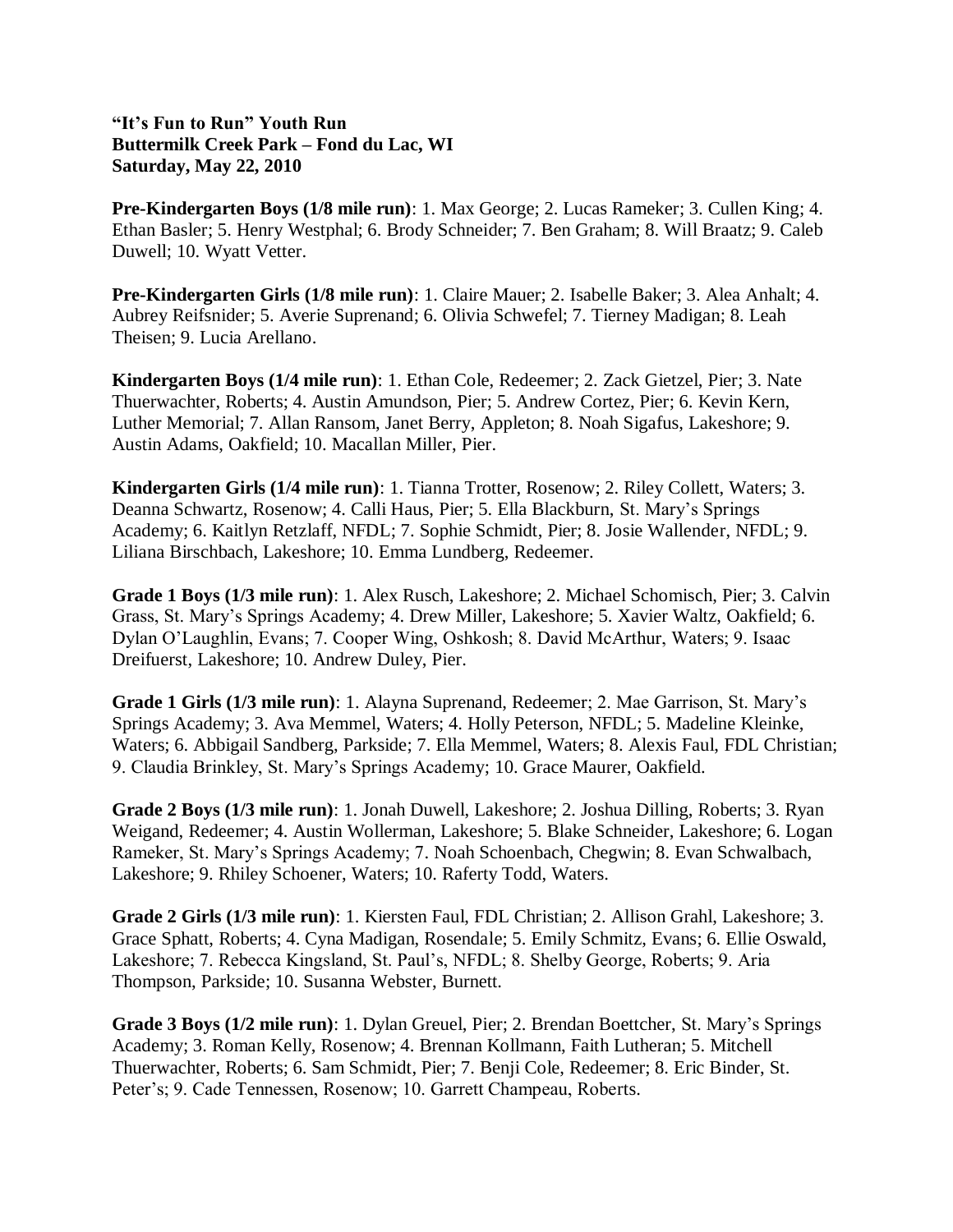**"It's Fun to Run" Youth Run**
**Buttermilk Creek Park – Fond du Lac, WI**
**Saturday, May 22, 2010**

**Pre-Kindergarten Boys (1/8 mile run)**: 1. Max George; 2. Lucas Rameker; 3. Cullen King; 4. Ethan Basler; 5. Henry Westphal; 6. Brody Schneider; 7. Ben Graham; 8. Will Braatz; 9. Caleb Duwell; 10. Wyatt Vetter.

**Pre-Kindergarten Girls (1/8 mile run)**: 1. Claire Mauer; 2. Isabelle Baker; 3. Alea Anhalt; 4. Aubrey Reifsnider; 5. Averie Suprenand; 6. Olivia Schwefel; 7. Tierney Madigan; 8. Leah Theisen; 9. Lucia Arellano.

**Kindergarten Boys (1/4 mile run)**: 1. Ethan Cole, Redeemer; 2. Zack Gietzel, Pier; 3. Nate Thuerwachter, Roberts; 4. Austin Amundson, Pier; 5. Andrew Cortez, Pier; 6. Kevin Kern, Luther Memorial; 7. Allan Ransom, Janet Berry, Appleton; 8. Noah Sigafus, Lakeshore; 9. Austin Adams, Oakfield; 10. Macallan Miller, Pier.

**Kindergarten Girls (1/4 mile run)**: 1. Tianna Trotter, Rosenow; 2. Riley Collett, Waters; 3. Deanna Schwartz, Rosenow; 4. Calli Haus, Pier; 5. Ella Blackburn, St. Mary's Springs Academy; 6. Kaitlyn Retzlaff, NFDL; 7. Sophie Schmidt, Pier; 8. Josie Wallender, NFDL; 9. Liliana Birschbach, Lakeshore; 10. Emma Lundberg, Redeemer.

**Grade 1 Boys (1/3 mile run)**: 1. Alex Rusch, Lakeshore; 2. Michael Schomisch, Pier; 3. Calvin Grass, St. Mary's Springs Academy; 4. Drew Miller, Lakeshore; 5. Xavier Waltz, Oakfield; 6. Dylan O'Laughlin, Evans; 7. Cooper Wing, Oshkosh; 8. David McArthur, Waters; 9. Isaac Dreifuerst, Lakeshore; 10. Andrew Duley, Pier.

**Grade 1 Girls (1/3 mile run)**: 1. Alayna Suprenand, Redeemer; 2. Mae Garrison, St. Mary's Springs Academy; 3. Ava Memmel, Waters; 4. Holly Peterson, NFDL; 5. Madeline Kleinke, Waters; 6. Abbigail Sandberg, Parkside; 7. Ella Memmel, Waters; 8. Alexis Faul, FDL Christian; 9. Claudia Brinkley, St. Mary's Springs Academy; 10. Grace Maurer, Oakfield.

**Grade 2 Boys (1/3 mile run)**: 1. Jonah Duwell, Lakeshore; 2. Joshua Dilling, Roberts; 3. Ryan Weigand, Redeemer; 4. Austin Wollerman, Lakeshore; 5. Blake Schneider, Lakeshore; 6. Logan Rameker, St. Mary's Springs Academy; 7. Noah Schoenbach, Chegwin; 8. Evan Schwalbach, Lakeshore; 9. Rhiley Schoener, Waters; 10. Raferty Todd, Waters.

**Grade 2 Girls (1/3 mile run)**: 1. Kiersten Faul, FDL Christian; 2. Allison Grahl, Lakeshore; 3. Grace Sphatt, Roberts; 4. Cyna Madigan, Rosendale; 5. Emily Schmitz, Evans; 6. Ellie Oswald, Lakeshore; 7. Rebecca Kingsland, St. Paul's, NFDL; 8. Shelby George, Roberts; 9. Aria Thompson, Parkside; 10. Susanna Webster, Burnett.

**Grade 3 Boys (1/2 mile run)**: 1. Dylan Greuel, Pier; 2. Brendan Boettcher, St. Mary's Springs Academy; 3. Roman Kelly, Rosenow; 4. Brennan Kollmann, Faith Lutheran; 5. Mitchell Thuerwachter, Roberts; 6. Sam Schmidt, Pier; 7. Benji Cole, Redeemer; 8. Eric Binder, St. Peter's; 9. Cade Tennessen, Rosenow; 10. Garrett Champeau, Roberts.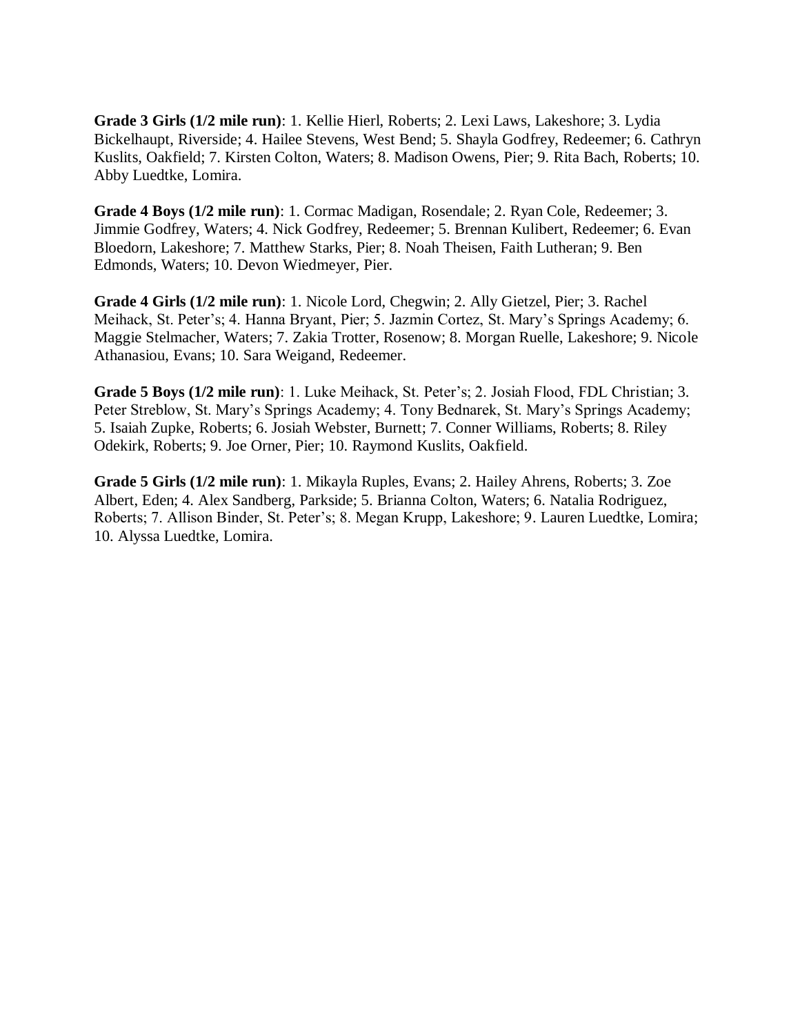**Grade 3 Girls (1/2 mile run)**: 1. Kellie Hierl, Roberts; 2. Lexi Laws, Lakeshore; 3. Lydia Bickelhaupt, Riverside; 4. Hailee Stevens, West Bend; 5. Shayla Godfrey, Redeemer; 6. Cathryn Kuslits, Oakfield; 7. Kirsten Colton, Waters; 8. Madison Owens, Pier; 9. Rita Bach, Roberts; 10. Abby Luedtke, Lomira.

**Grade 4 Boys (1/2 mile run)**: 1. Cormac Madigan, Rosendale; 2. Ryan Cole, Redeemer; 3. Jimmie Godfrey, Waters; 4. Nick Godfrey, Redeemer; 5. Brennan Kulibert, Redeemer; 6. Evan Bloedorn, Lakeshore; 7. Matthew Starks, Pier; 8. Noah Theisen, Faith Lutheran; 9. Ben Edmonds, Waters; 10. Devon Wiedmeyer, Pier.

**Grade 4 Girls (1/2 mile run)**: 1. Nicole Lord, Chegwin; 2. Ally Gietzel, Pier; 3. Rachel Meihack, St. Peter's; 4. Hanna Bryant, Pier; 5. Jazmin Cortez, St. Mary's Springs Academy; 6. Maggie Stelmacher, Waters; 7. Zakia Trotter, Rosenow; 8. Morgan Ruelle, Lakeshore; 9. Nicole Athanasiou, Evans; 10. Sara Weigand, Redeemer.

**Grade 5 Boys (1/2 mile run)**: 1. Luke Meihack, St. Peter's; 2. Josiah Flood, FDL Christian; 3. Peter Streblow, St. Mary's Springs Academy; 4. Tony Bednarek, St. Mary's Springs Academy; 5. Isaiah Zupke, Roberts; 6. Josiah Webster, Burnett; 7. Conner Williams, Roberts; 8. Riley Odekirk, Roberts; 9. Joe Orner, Pier; 10. Raymond Kuslits, Oakfield.

**Grade 5 Girls (1/2 mile run)**: 1. Mikayla Ruples, Evans; 2. Hailey Ahrens, Roberts; 3. Zoe Albert, Eden; 4. Alex Sandberg, Parkside; 5. Brianna Colton, Waters; 6. Natalia Rodriguez, Roberts; 7. Allison Binder, St. Peter's; 8. Megan Krupp, Lakeshore; 9. Lauren Luedtke, Lomira; 10. Alyssa Luedtke, Lomira.